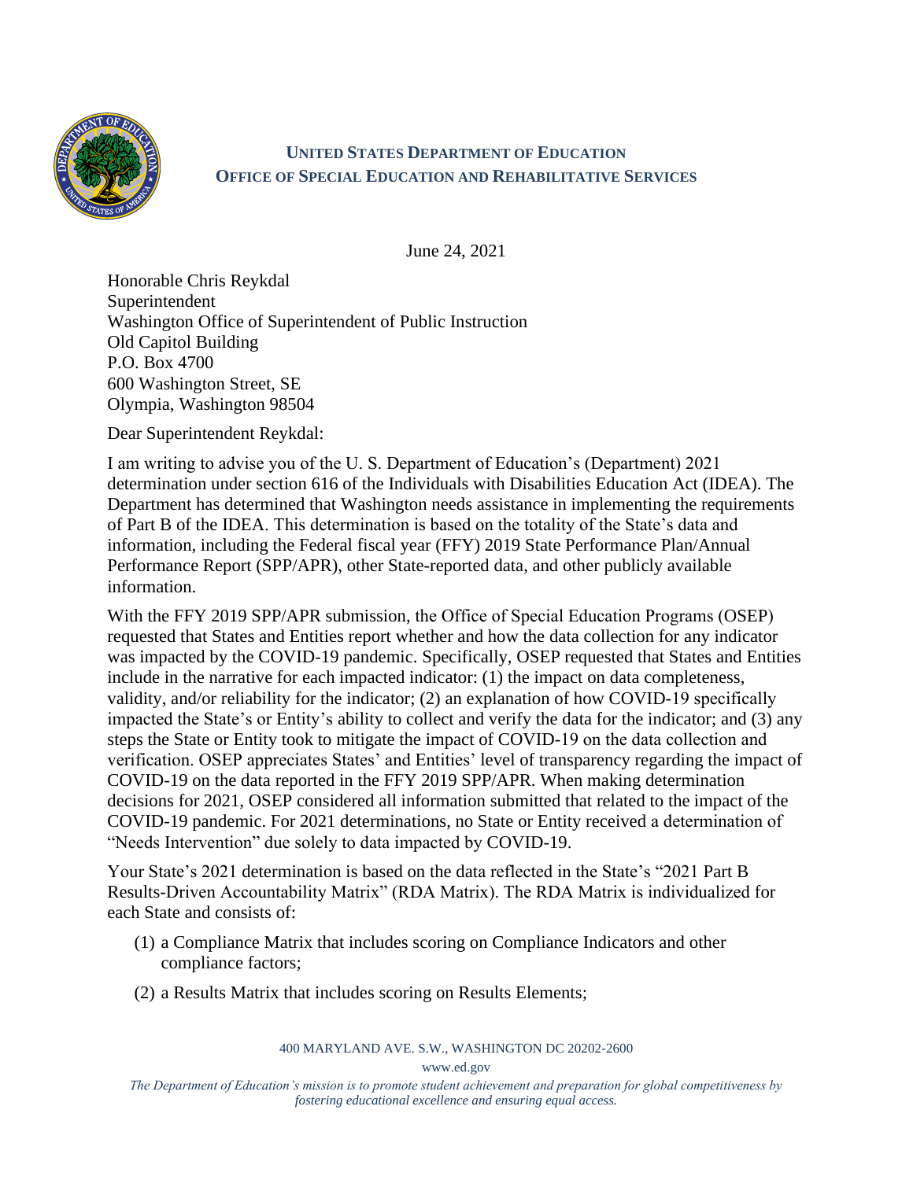**UNITED STATES DEPARTMENT OF EDUCATION**
**OFFICE OF SPECIAL EDUCATION AND REHABILITATIVE SERVICES**

June 24, 2021

Honorable Chris Reykdal
Superintendent
Washington Office of Superintendent of Public Instruction
Old Capitol Building
P.O. Box 4700
600 Washington Street, SE
Olympia, Washington 98504

Dear Superintendent Reykdal:

I am writing to advise you of the U. S. Department of Education's (Department) 2021 determination under section 616 of the Individuals with Disabilities Education Act (IDEA). The Department has determined that Washington needs assistance in implementing the requirements of Part B of the IDEA. This determination is based on the totality of the State's data and information, including the Federal fiscal year (FFY) 2019 State Performance Plan/Annual Performance Report (SPP/APR), other State-reported data, and other publicly available information.

With the FFY 2019 SPP/APR submission, the Office of Special Education Programs (OSEP) requested that States and Entities report whether and how the data collection for any indicator was impacted by the COVID-19 pandemic. Specifically, OSEP requested that States and Entities include in the narrative for each impacted indicator: (1) the impact on data completeness, validity, and/or reliability for the indicator; (2) an explanation of how COVID-19 specifically impacted the State's or Entity's ability to collect and verify the data for the indicator; and (3) any steps the State or Entity took to mitigate the impact of COVID-19 on the data collection and verification. OSEP appreciates States' and Entities' level of transparency regarding the impact of COVID-19 on the data reported in the FFY 2019 SPP/APR. When making determination decisions for 2021, OSEP considered all information submitted that related to the impact of the COVID-19 pandemic. For 2021 determinations, no State or Entity received a determination of "Needs Intervention" due solely to data impacted by COVID-19.

Your State's 2021 determination is based on the data reflected in the State's "2021 Part B Results-Driven Accountability Matrix" (RDA Matrix). The RDA Matrix is individualized for each State and consists of:

(1) a Compliance Matrix that includes scoring on Compliance Indicators and other compliance factors;

(2) a Results Matrix that includes scoring on Results Elements;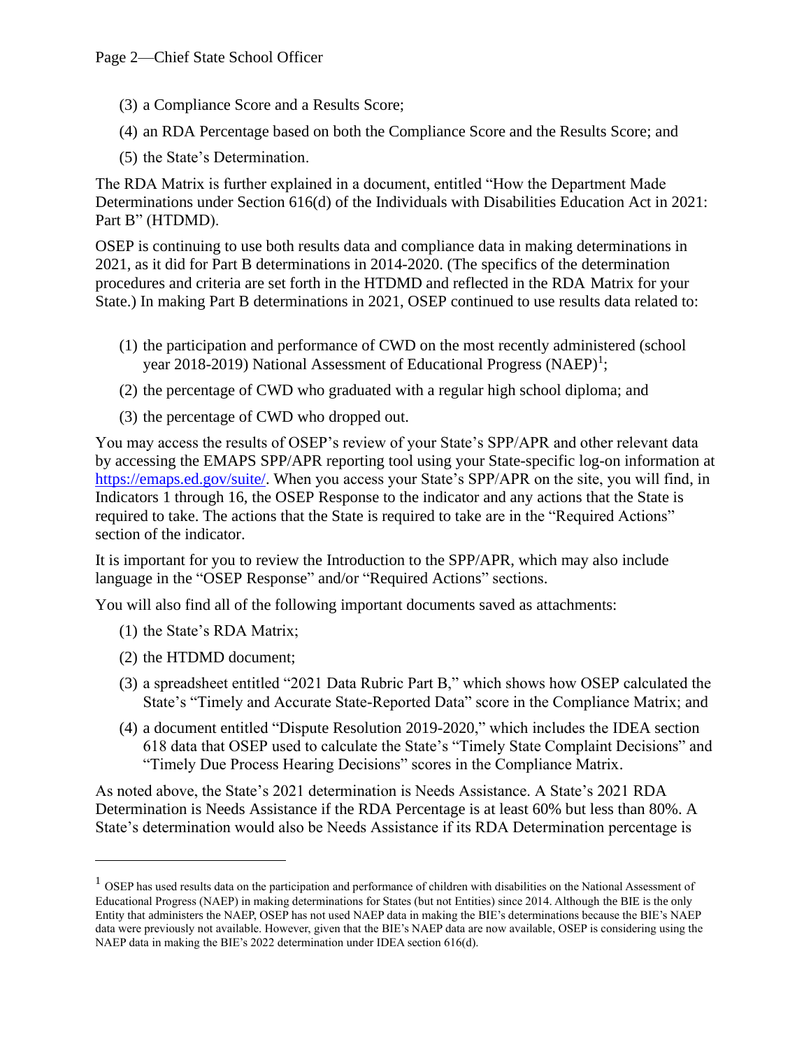(3) a Compliance Score and a Results Score;

(4) an RDA Percentage based on both the Compliance Score and the Results Score; and

(5) the State's Determination.

The RDA Matrix is further explained in a document, entitled "How the Department Made Determinations under Section 616(d) of the Individuals with Disabilities Education Act in 2021: Part B" (HTDMD).

OSEP is continuing to use both results data and compliance data in making determinations in 2021, as it did for Part B determinations in 2014-2020. (The specifics of the determination procedures and criteria are set forth in the HTDMD and reflected in the RDA Matrix for your State.) In making Part B determinations in 2021, OSEP continued to use results data related to:

(1) the participation and performance of CWD on the most recently administered (school year 2018-2019) National Assessment of Educational Progress (NAEP)[1];

(2) the percentage of CWD who graduated with a regular high school diploma; and

(3) the percentage of CWD who dropped out.

You may access the results of OSEP's review of your State's SPP/APR and other relevant data by accessing the EMAPS SPP/APR reporting tool using your State-specific log-on information at https://emaps.ed.gov/suite/. When you access your State's SPP/APR on the site, you will find, in Indicators 1 through 16, the OSEP Response to the indicator and any actions that the State is required to take. The actions that the State is required to take are in the "Required Actions" section of the indicator.

It is important for you to review the Introduction to the SPP/APR, which may also include language in the "OSEP Response" and/or "Required Actions" sections.

You will also find all of the following important documents saved as attachments:

(1) the State's RDA Matrix;

(2) the HTDMD document;

(3) a spreadsheet entitled "2021 Data Rubric Part B," which shows how OSEP calculated the State's "Timely and Accurate State-Reported Data" score in the Compliance Matrix; and

(4) a document entitled "Dispute Resolution 2019-2020," which includes the IDEA section 618 data that OSEP used to calculate the State's "Timely State Complaint Decisions" and "Timely Due Process Hearing Decisions" scores in the Compliance Matrix.

As noted above, the State's 2021 determination is Needs Assistance. A State's 2021 RDA Determination is Needs Assistance if the RDA Percentage is at least 60% but less than 80%. A State's determination would also be Needs Assistance if its RDA Determination percentage is

---

[1] OSEP has used results data on the participation and performance of children with disabilities on the National Assessment of Educational Progress (NAEP) in making determinations for States (but not Entities) since 2014. Although the BIE is the only Entity that administers the NAEP, OSEP has not used NAEP data in making the BIE's determinations because the BIE's NAEP data were previously not available. However, given that the BIE's NAEP data are now available, OSEP is considering using the NAEP data in making the BIE's 2022 determination under IDEA section 616(d).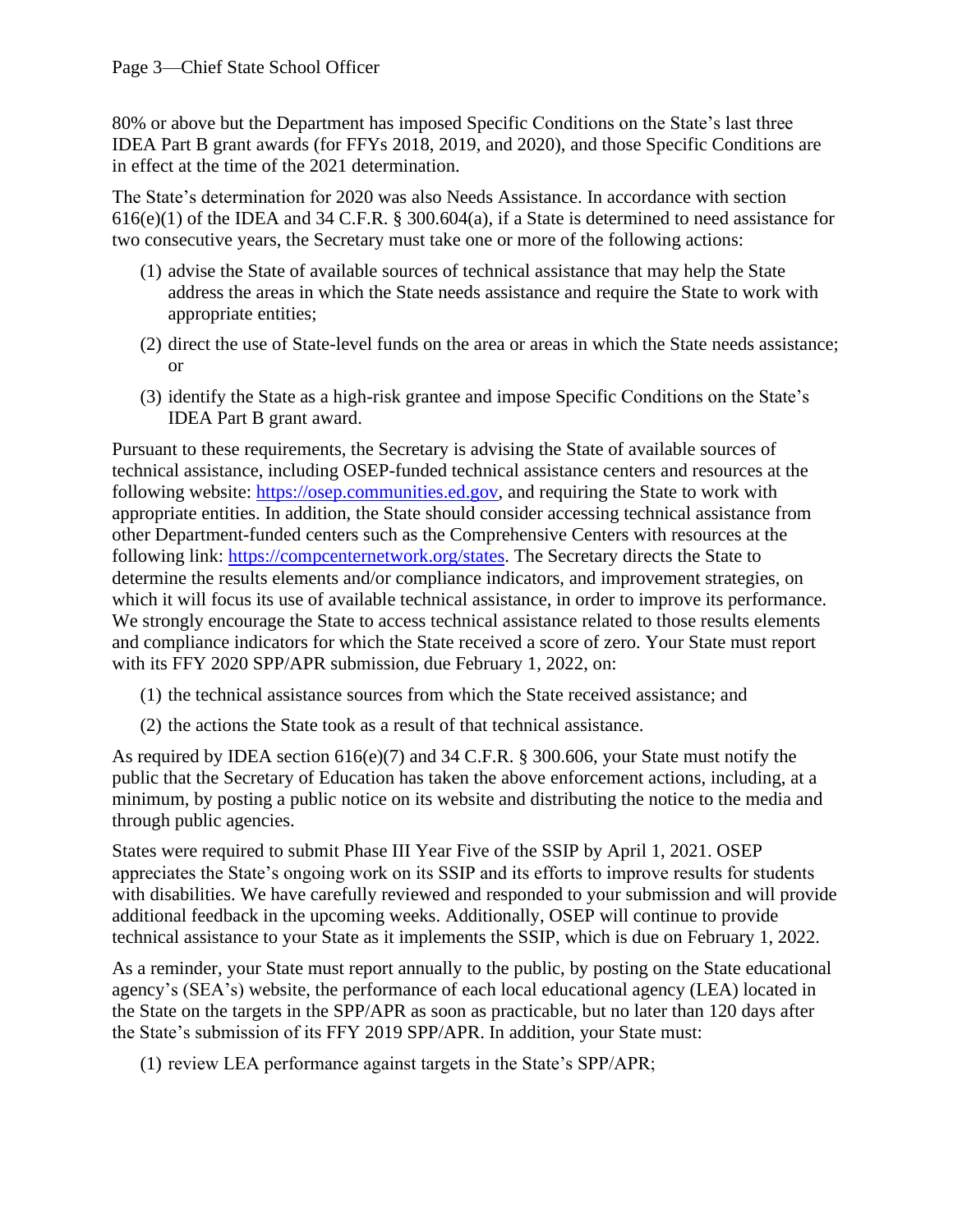80% or above but the Department has imposed Specific Conditions on the State's last three IDEA Part B grant awards (for FFYs 2018, 2019, and 2020), and those Specific Conditions are in effect at the time of the 2021 determination.

The State's determination for 2020 was also Needs Assistance. In accordance with section 616(e)(1) of the IDEA and 34 C.F.R. § 300.604(a), if a State is determined to need assistance for two consecutive years, the Secretary must take one or more of the following actions:

(1) advise the State of available sources of technical assistance that may help the State address the areas in which the State needs assistance and require the State to work with appropriate entities;

(2) direct the use of State-level funds on the area or areas in which the State needs assistance; or

(3) identify the State as a high-risk grantee and impose Specific Conditions on the State's IDEA Part B grant award.

Pursuant to these requirements, the Secretary is advising the State of available sources of technical assistance, including OSEP-funded technical assistance centers and resources at the following website: [https://osep.communities.ed.gov](https://osep.communities.ed.gov), and requiring the State to work with appropriate entities. In addition, the State should consider accessing technical assistance from other Department-funded centers such as the Comprehensive Centers with resources at the following link: [https://compcenternetwork.org/states](https://compcenternetwork.org/states). The Secretary directs the State to determine the results elements and/or compliance indicators, and improvement strategies, on which it will focus its use of available technical assistance, in order to improve its performance. We strongly encourage the State to access technical assistance related to those results elements and compliance indicators for which the State received a score of zero. Your State must report with its FFY 2020 SPP/APR submission, due February 1, 2022, on:

(1) the technical assistance sources from which the State received assistance; and

(2) the actions the State took as a result of that technical assistance.

As required by IDEA section 616(e)(7) and 34 C.F.R. § 300.606, your State must notify the public that the Secretary of Education has taken the above enforcement actions, including, at a minimum, by posting a public notice on its website and distributing the notice to the media and through public agencies.

States were required to submit Phase III Year Five of the SSIP by April 1, 2021. OSEP appreciates the State's ongoing work on its SSIP and its efforts to improve results for students with disabilities. We have carefully reviewed and responded to your submission and will provide additional feedback in the upcoming weeks. Additionally, OSEP will continue to provide technical assistance to your State as it implements the SSIP, which is due on February 1, 2022.

As a reminder, your State must report annually to the public, by posting on the State educational agency's (SEA's) website, the performance of each local educational agency (LEA) located in the State on the targets in the SPP/APR as soon as practicable, but no later than 120 days after the State's submission of its FFY 2019 SPP/APR. In addition, your State must:

(1) review LEA performance against targets in the State's SPP/APR;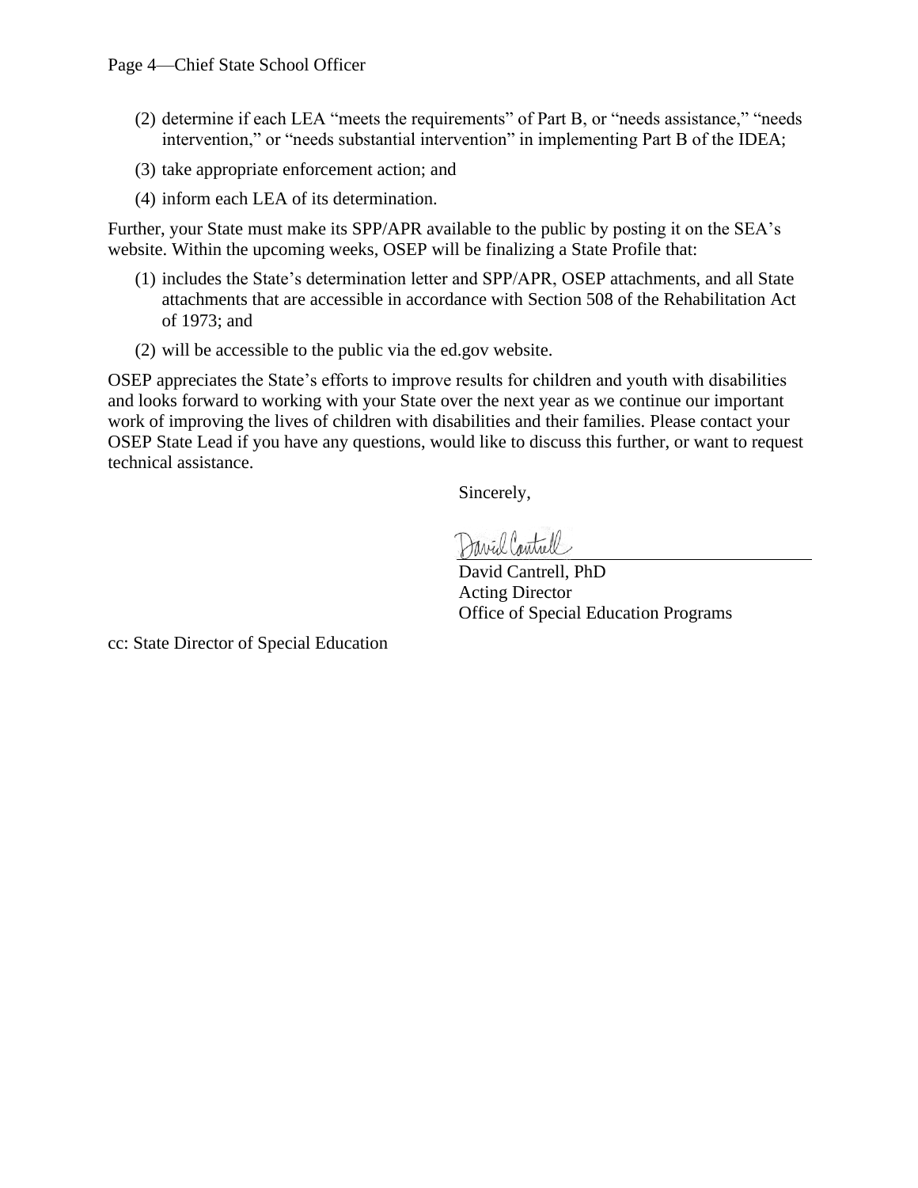(2) determine if each LEA "meets the requirements" of Part B, or "needs assistance," "needs intervention," or "needs substantial intervention" in implementing Part B of the IDEA;

(3) take appropriate enforcement action; and

(4) inform each LEA of its determination.

Further, your State must make its SPP/APR available to the public by posting it on the SEA's website. Within the upcoming weeks, OSEP will be finalizing a State Profile that:

(1) includes the State's determination letter and SPP/APR, OSEP attachments, and all State attachments that are accessible in accordance with Section 508 of the Rehabilitation Act of 1973; and

(2) will be accessible to the public via the ed.gov website.

OSEP appreciates the State's efforts to improve results for children and youth with disabilities and looks forward to working with your State over the next year as we continue our important work of improving the lives of children with disabilities and their families. Please contact your OSEP State Lead if you have any questions, would like to discuss this further, or want to request technical assistance.

Sincerely,

David Cantrell

David Cantrell, PhD
Acting Director
Office of Special Education Programs

cc: State Director of Special Education